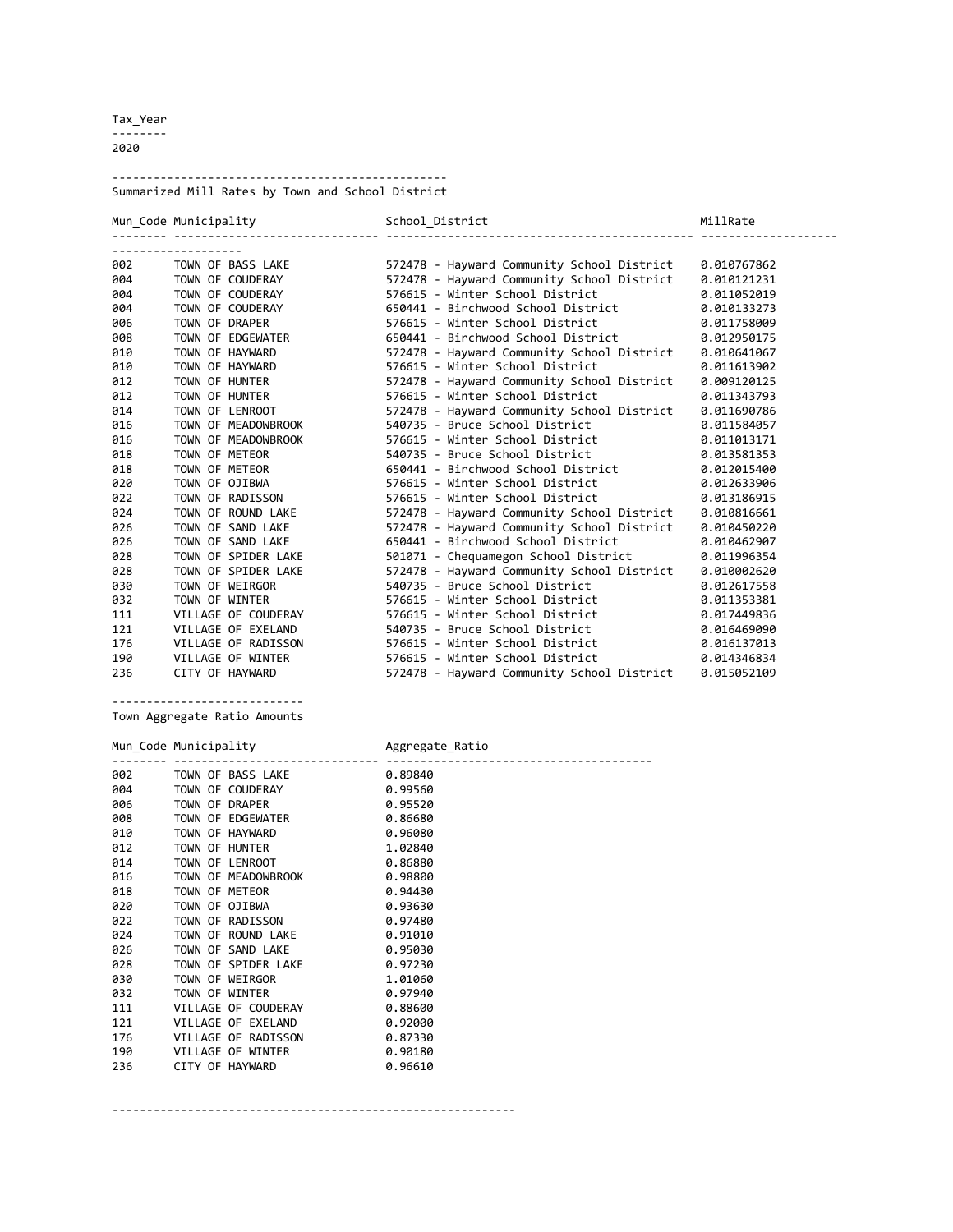Tax_Year

2020

## Summarized Mill Rates by Town and School District

| Mun_Code | Municipality | School_District | MillRate |
|---|---|---|---|
| 002 | TOWN OF BASS LAKE | 572478 - Hayward Community School District | 0.010767862 |
| 004 | TOWN OF COUDERAY | 572478 - Hayward Community School District | 0.010121231 |
| 004 | TOWN OF COUDERAY | 576615 - Winter School District | 0.011052019 |
| 004 | TOWN OF COUDERAY | 650441 - Birchwood School District | 0.010133273 |
| 006 | TOWN OF DRAPER | 576615 - Winter School District | 0.011758009 |
| 008 | TOWN OF EDGEWATER | 650441 - Birchwood School District | 0.012950175 |
| 010 | TOWN OF HAYWARD | 572478 - Hayward Community School District | 0.010641067 |
| 010 | TOWN OF HAYWARD | 576615 - Winter School District | 0.011613902 |
| 012 | TOWN OF HUNTER | 572478 - Hayward Community School District | 0.009120125 |
| 012 | TOWN OF HUNTER | 576615 - Winter School District | 0.011343793 |
| 014 | TOWN OF LENROOT | 572478 - Hayward Community School District | 0.011690786 |
| 016 | TOWN OF MEADOWBROOK | 540735 - Bruce School District | 0.011584057 |
| 016 | TOWN OF MEADOWBROOK | 576615 - Winter School District | 0.011013171 |
| 018 | TOWN OF METEOR | 540735 - Bruce School District | 0.013581353 |
| 018 | TOWN OF METEOR | 650441 - Birchwood School District | 0.012015400 |
| 020 | TOWN OF OJIBWA | 576615 - Winter School District | 0.012633906 |
| 022 | TOWN OF RADISSON | 576615 - Winter School District | 0.013186915 |
| 024 | TOWN OF ROUND LAKE | 572478 - Hayward Community School District | 0.010816661 |
| 026 | TOWN OF SAND LAKE | 572478 - Hayward Community School District | 0.010450220 |
| 026 | TOWN OF SAND LAKE | 650441 - Birchwood School District | 0.010462907 |
| 028 | TOWN OF SPIDER LAKE | 501071 - Chequamegon School District | 0.011996354 |
| 028 | TOWN OF SPIDER LAKE | 572478 - Hayward Community School District | 0.010002620 |
| 030 | TOWN OF WEIRGOR | 540735 - Bruce School District | 0.012617558 |
| 032 | TOWN OF WINTER | 576615 - Winter School District | 0.011353381 |
| 111 | VILLAGE OF COUDERAY | 576615 - Winter School District | 0.017449836 |
| 121 | VILLAGE OF EXELAND | 540735 - Bruce School District | 0.016469090 |
| 176 | VILLAGE OF RADISSON | 576615 - Winter School District | 0.016137013 |
| 190 | VILLAGE OF WINTER | 576615 - Winter School District | 0.014346834 |
| 236 | CITY OF HAYWARD | 572478 - Hayward Community School District | 0.015052109 |

## Town Aggregate Ratio Amounts

| Mun_Code | Municipality | Aggregate_Ratio |
|---|---|---|
| 002 | TOWN OF BASS LAKE | 0.89840 |
| 004 | TOWN OF COUDERAY | 0.99560 |
| 006 | TOWN OF DRAPER | 0.95520 |
| 008 | TOWN OF EDGEWATER | 0.86680 |
| 010 | TOWN OF HAYWARD | 0.96080 |
| 012 | TOWN OF HUNTER | 1.02840 |
| 014 | TOWN OF LENROOT | 0.86880 |
| 016 | TOWN OF MEADOWBROOK | 0.98800 |
| 018 | TOWN OF METEOR | 0.94430 |
| 020 | TOWN OF OJIBWA | 0.93630 |
| 022 | TOWN OF RADISSON | 0.97480 |
| 024 | TOWN OF ROUND LAKE | 0.91010 |
| 026 | TOWN OF SAND LAKE | 0.95030 |
| 028 | TOWN OF SPIDER LAKE | 0.97230 |
| 030 | TOWN OF WEIRGOR | 1.01060 |
| 032 | TOWN OF WINTER | 0.97940 |
| 111 | VILLAGE OF COUDERAY | 0.88600 |
| 121 | VILLAGE OF EXELAND | 0.92000 |
| 176 | VILLAGE OF RADISSON | 0.87330 |
| 190 | VILLAGE OF WINTER | 0.90180 |
| 236 | CITY OF HAYWARD | 0.96610 |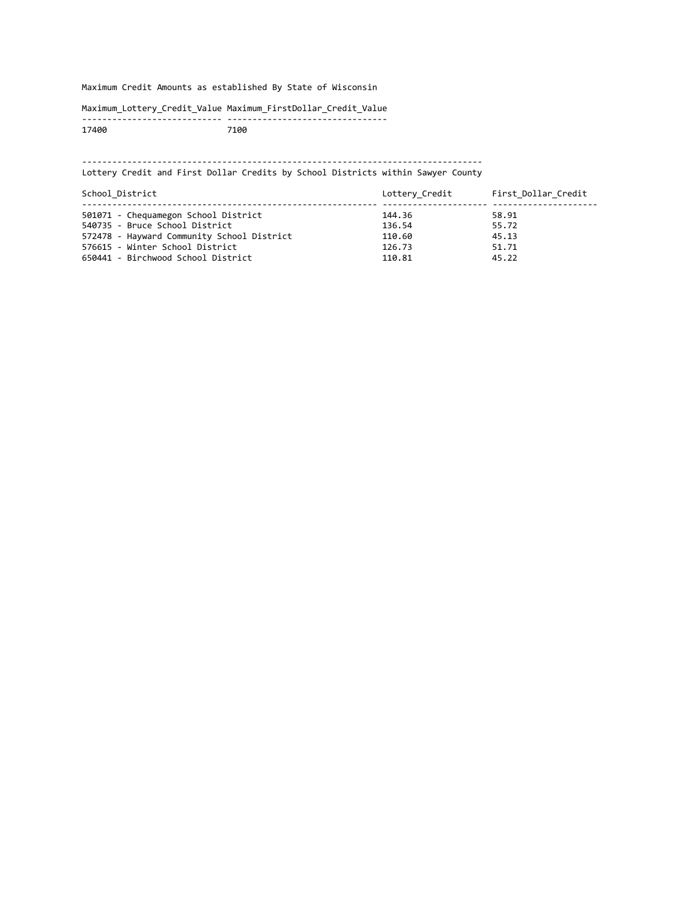Maximum Credit Amounts as established By State of Wisconsin

| Maximum_Lottery_Credit_Value | Maximum_FirstDollar_Credit_Value |
|---|---|
| 17400 | 7100 |

Lottery Credit and First Dollar Credits by School Districts within Sawyer County

| School_District | Lottery_Credit | First_Dollar_Credit |
|---|---|---|
| 501071 - Chequamegon School District | 144.36 | 58.91 |
| 540735 - Bruce School District | 136.54 | 55.72 |
| 572478 - Hayward Community School District | 110.60 | 45.13 |
| 576615 - Winter School District | 126.73 | 51.71 |
| 650441 - Birchwood School District | 110.81 | 45.22 |